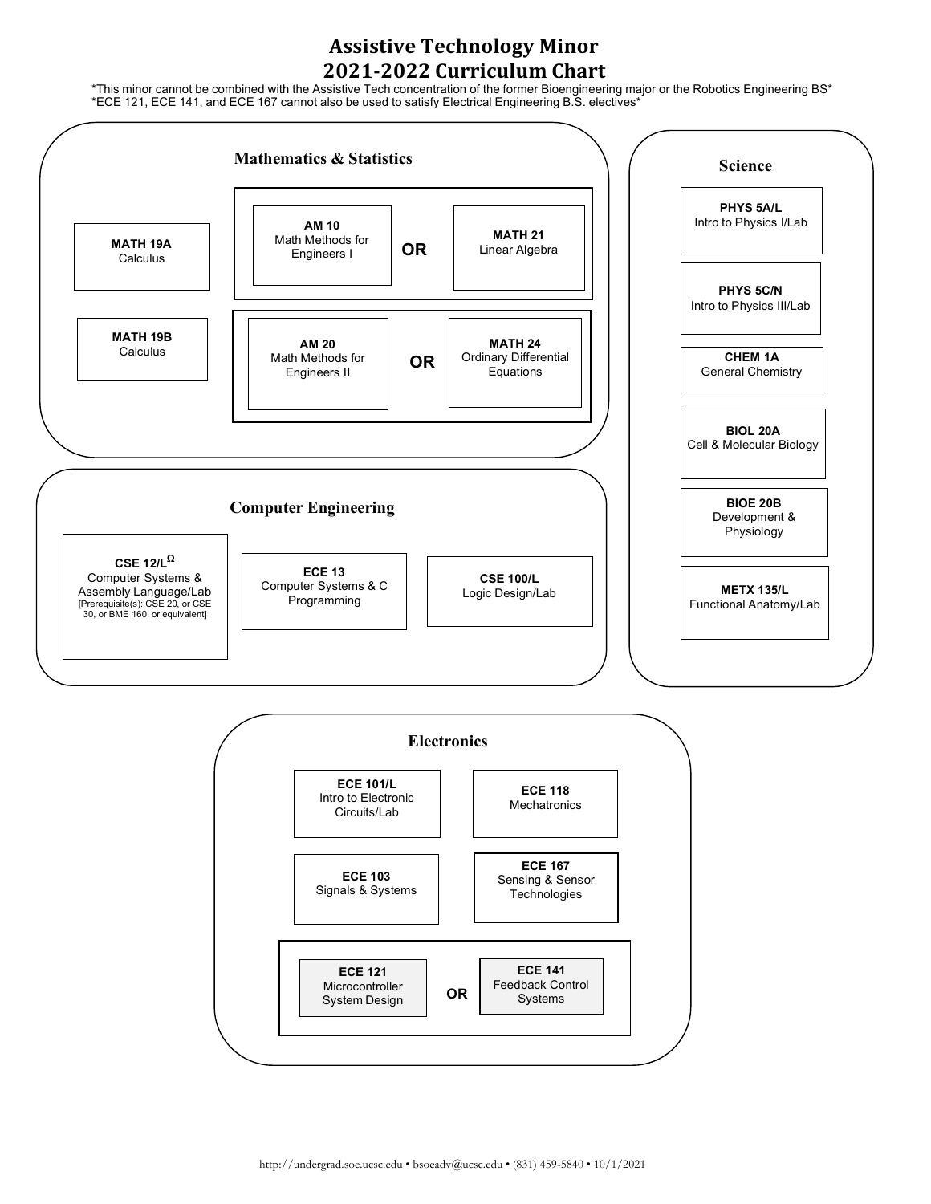# Assistive Technology Minor
# 2021-2022 Curriculum Chart

*This minor cannot be combined with the Assistive Tech concentration of the former Bioengineering major or the Robotics Engineering BS*
*ECE 121, ECE 141, and ECE 167 cannot also be used to satisfy Electrical Engineering B.S. electives*

## Mathematics & Statistics

- **MATH 19A** Calculus
- **MATH 19B** Calculus
- **AM 10** Math Methods for Engineers I **OR** **MATH 21** Linear Algebra
- **AM 20** Math Methods for Engineers II **OR** **MATH 24** Ordinary Differential Equations

## Computer Engineering

- **CSE 12/L**[Ω] Computer Systems & Assembly Language/Lab [Prerequisite(s): CSE 20, or CSE 30, or BME 160, or equivalent]
- **ECE 13** Computer Systems & C Programming
- **CSE 100/L** Logic Design/Lab

## Science

- **PHYS 5A/L** Intro to Physics I/Lab
- **PHYS 5C/N** Intro to Physics III/Lab
- **CHEM 1A** General Chemistry
- **BIOL 20A** Cell & Molecular Biology
- **BIOE 20B** Development & Physiology
- **METX 135/L** Functional Anatomy/Lab

## Electronics

- **ECE 101/L** Intro to Electronic Circuits/Lab
- **ECE 118** Mechatronics
- **ECE 103** Signals & Systems
- **ECE 167** Sensing & Sensor Technologies
- **ECE 121** Microcontroller System Design **OR** **ECE 141** Feedback Control Systems

http://undergrad.soe.ucsc.edu • bsoeadv@ucsc.edu • (831) 459-5840 • 10/1/2021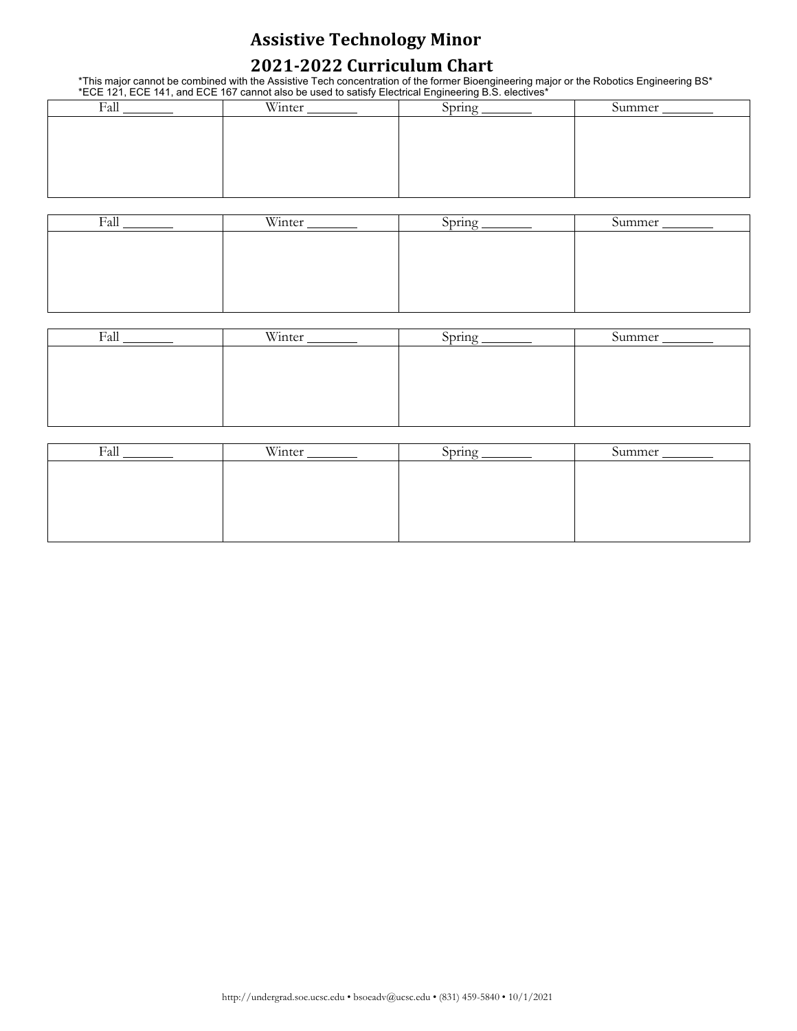# Assistive Technology Minor

## 2021-2022 Curriculum Chart

*This major cannot be combined with the Assistive Tech concentration of the former Bioengineering major or the Robotics Engineering BS*
*ECE 121, ECE 141, and ECE 167 cannot also be used to satisfy Electrical Engineering B.S. electives*

| Fall _______ | Winter _______ | Spring _______ | Summer _______ |
|---|---|---|---|
| | | | |

| Fall _______ | Winter _______ | Spring _______ | Summer _______ |
|---|---|---|---|
| | | | |

| Fall _______ | Winter _______ | Spring _______ | Summer _______ |
|---|---|---|---|
| | | | |

| Fall _______ | Winter _______ | Spring _______ | Summer _______ |
|---|---|---|---|
| | | | |

http://undergrad.soe.ucsc.edu • bsoeadv@ucsc.edu • (831) 459-5840 • 10/1/2021